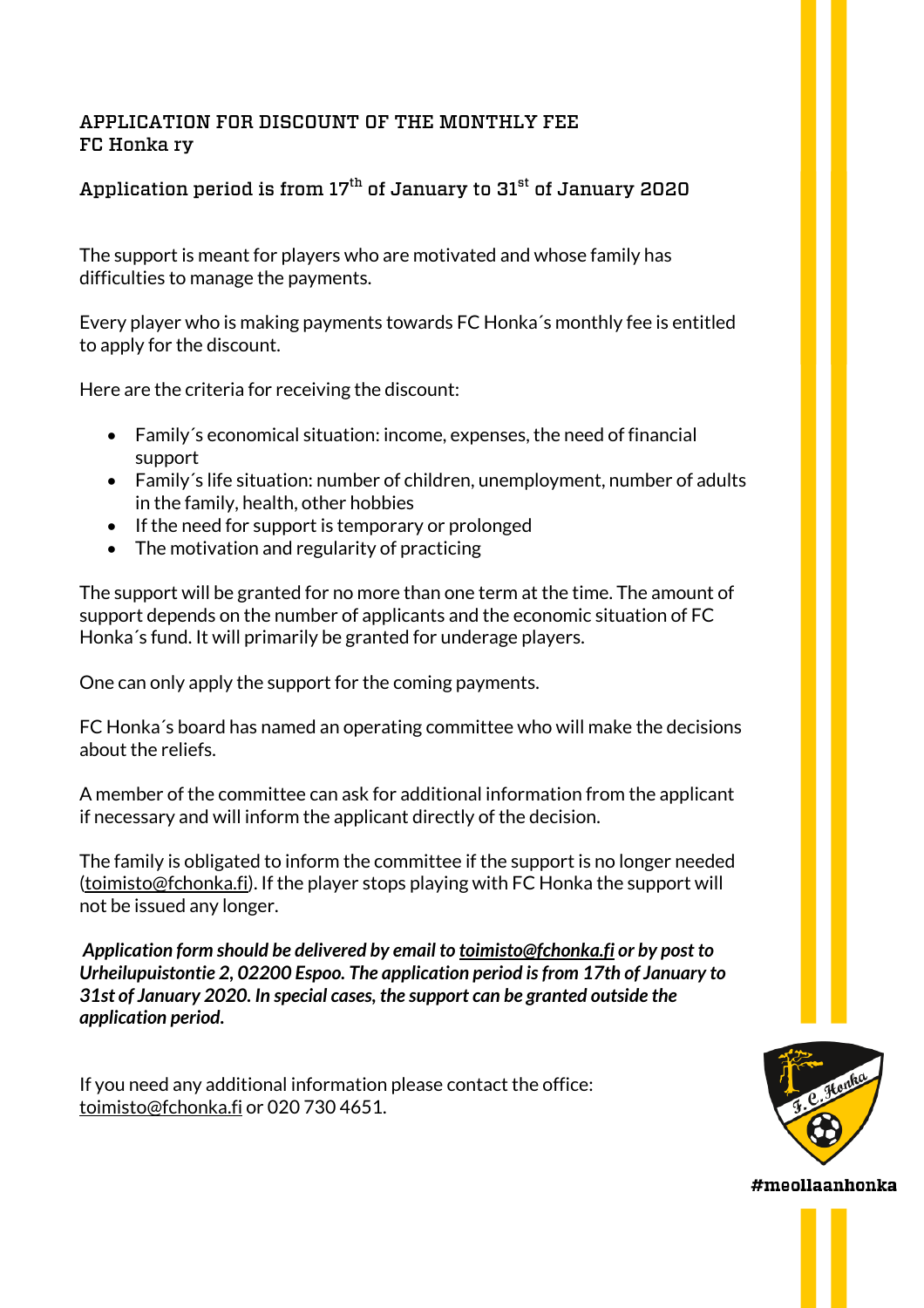# APPLICATION FOR DISCOUNT OF THE MONTHLY FEE
# FC Honka ry

## Application period is from 17th of January to 31st of January 2020

The support is meant for players who are motivated and whose family has difficulties to manage the payments.

Every player who is making payments towards FC Honka´s monthly fee is entitled to apply for the discount.

Here are the criteria for receiving the discount:

- Family´s economical situation: income, expenses, the need of financial support
- Family´s life situation: number of children, unemployment, number of adults in the family, health, other hobbies
- If the need for support is temporary or prolonged
- The motivation and regularity of practicing

The support will be granted for no more than one term at the time. The amount of support depends on the number of applicants and the economic situation of FC Honka´s fund. It will primarily be granted for underage players.

One can only apply the support for the coming payments.

FC Honka´s board has named an operating committee who will make the decisions about the reliefs.

A member of the committee can ask for additional information from the applicant if necessary and will inform the applicant directly of the decision.

The family is obligated to inform the committee if the support is no longer needed (toimisto@fchonka.fi). If the player stops playing with FC Honka the support will not be issued any longer.

***Application form should be delivered by email to toimisto@fchonka.fi or by post to Urheilupuistontie 2, 02200 Espoo. The application period is from 17th of January to 31st of January 2020. In special cases, the support can be granted outside the application period.***

If you need any additional information please contact the office: toimisto@fchonka.fi or 020 730 4651.

#meollaanhonka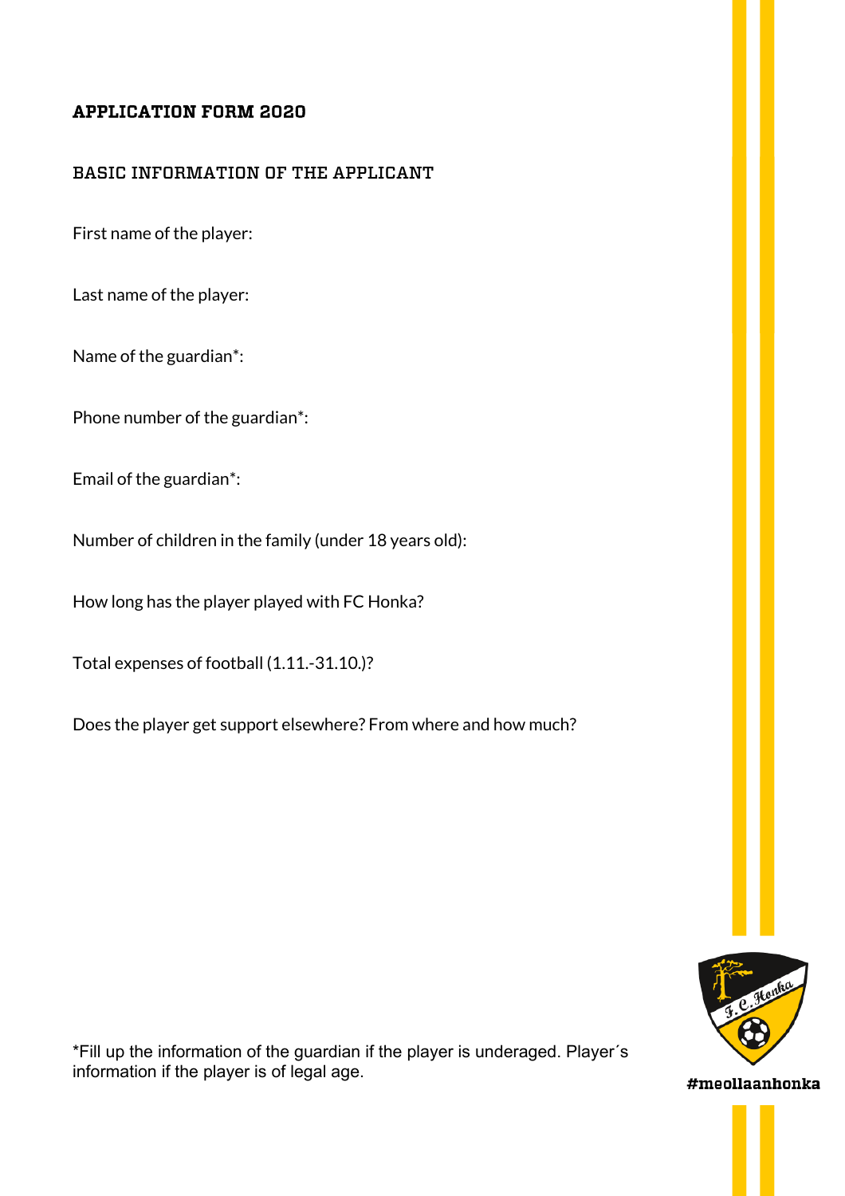# APPLICATION FORM 2020

## BASIC INFORMATION OF THE APPLICANT

First name of the player:

Last name of the player:

Name of the guardian*:

Phone number of the guardian*:

Email of the guardian*:

Number of children in the family (under 18 years old):

How long has the player played with FC Honka?

Total expenses of football (1.11.-31.10.)?

Does the player get support elsewhere? From where and how much?

*Fill up the information of the guardian if the player is underaged. Player´s information if the player is of legal age.

#meollaanhonka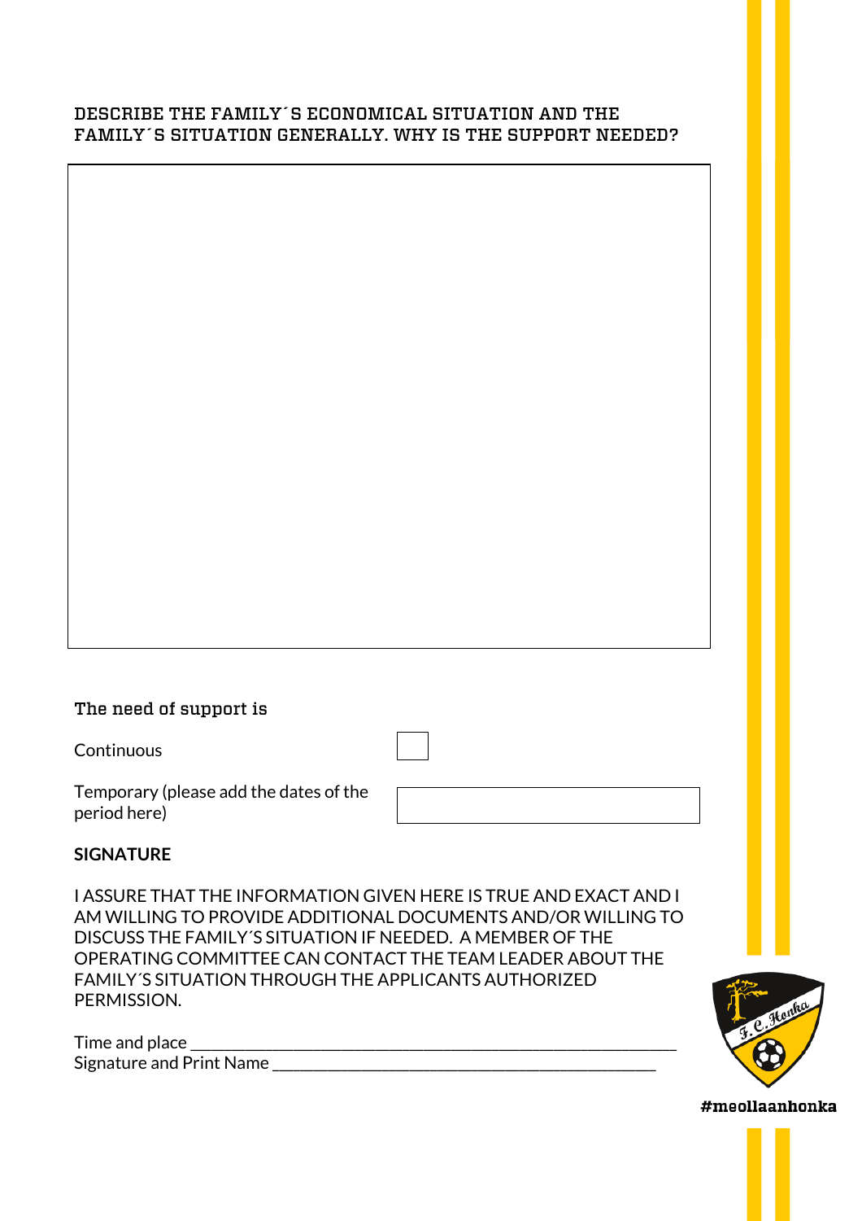## DESCRIBE THE FAMILY´S ECONOMICAL SITUATION AND THE FAMILY´S SITUATION GENERALLY. WHY IS THE SUPPORT NEEDED?

### The need of support is

Continuous ☐

Temporary (please add the dates of the period here) ________________

**SIGNATURE**

I ASSURE THAT THE INFORMATION GIVEN HERE IS TRUE AND EXACT AND I AM WILLING TO PROVIDE ADDITIONAL DOCUMENTS AND/OR WILLING TO DISCUSS THE FAMILY´S SITUATION IF NEEDED. A MEMBER OF THE OPERATING COMMITTEE CAN CONTACT THE TEAM LEADER ABOUT THE FAMILY´S SITUATION THROUGH THE APPLICANTS AUTHORIZED PERMISSION.

Time and place ___________________________________________________________

Signature and Print Name ______________________________________________

#meollaanhonka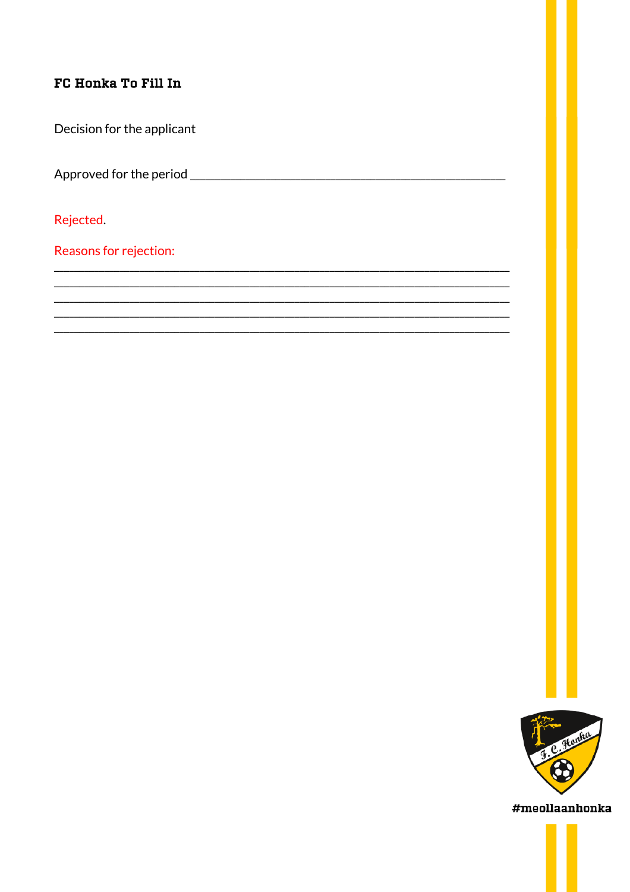### FC Honka To Fill In

Decision for the applicant

Approved for the period ____________________________________________

Rejected.

Reasons for rejection:

______________________________________________________________________
______________________________________________________________________
______________________________________________________________________
______________________________________________________________________
______________________________________________________________________

#meollaanhonka